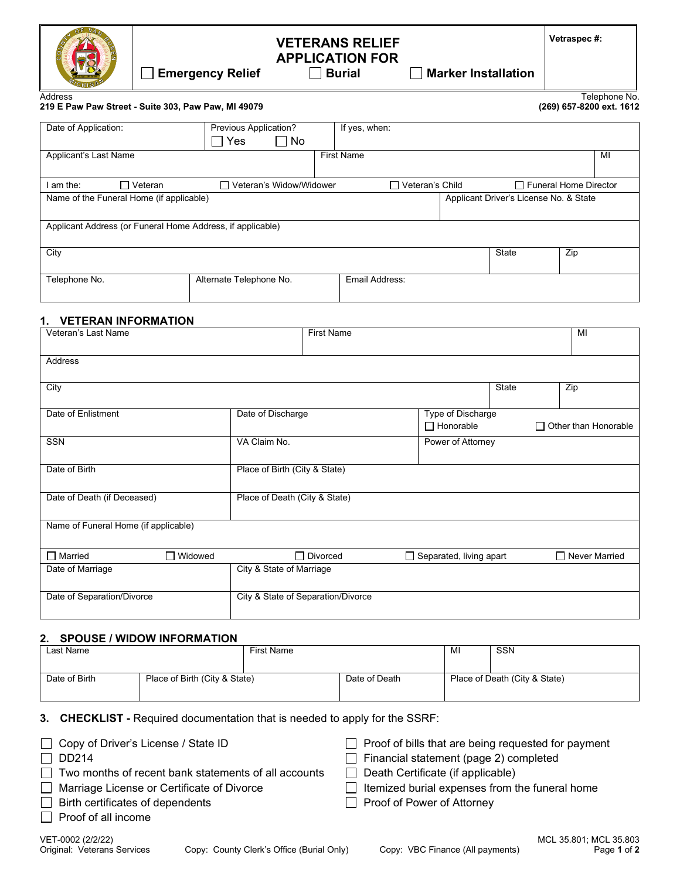# VETERANS RELIEF APPLICATION FOR

☐ **Emergency Relief** ☐ **Burial** ☐ **Marker Installation**

**Vetraspec #:**

Address
**219 E Paw Paw Street - Suite 303, Paw Paw, MI 49079**

Telephone No.
**(269) 657-8200 ext. 1612**

| Date of Application: | Previous Application? ☐ Yes ☐ No | If yes, when: |
|---|---|---|

| Applicant's Last Name | First Name | MI |
|---|---|---|

I am the: ☐ Veteran ☐ Veteran's Widow/Widower ☐ Veteran's Child ☐ Funeral Home Director

| Name of the Funeral Home (if applicable) | Applicant Driver's License No. & State |
|---|---|

| Applicant Address (or Funeral Home Address, if applicable) |
|---|

| City | State | Zip |
|---|---|---|

| Telephone No. | Alternate Telephone No. | Email Address: |
|---|---|---|

## 1. VETERAN INFORMATION

| Veteran's Last Name | First Name | MI |
|---|---|---|

| Address |
|---|

| City | State | Zip |
|---|---|---|

| Date of Enlistment | Date of Discharge | Type of Discharge ☐ Honorable ☐ Other than Honorable |
|---|---|---|
| SSN | VA Claim No. | Power of Attorney |
| Date of Birth | Place of Birth (City & State) | |
| Date of Death (if Deceased) | Place of Death (City & State) | |

| Name of Funeral Home (if applicable) |
|---|

☐ Married ☐ Widowed ☐ Divorced ☐ Separated, living apart ☐ Never Married

| Date of Marriage | City & State of Marriage |
|---|---|
| Date of Separation/Divorce | City & State of Separation/Divorce |

## 2. SPOUSE / WIDOW INFORMATION

| Last Name | First Name | MI | SSN |
|---|---|---|---|

| Date of Birth | Place of Birth (City & State) | Date of Death | Place of Death (City & State) |
|---|---|---|---|

## 3. CHECKLIST - Required documentation that is needed to apply for the SSRF:

- ☐ Copy of Driver's License / State ID
- ☐ DD214
- ☐ Two months of recent bank statements of all accounts
- ☐ Marriage License or Certificate of Divorce
- ☐ Birth certificates of dependents
- ☐ Proof of all income
- ☐ Proof of bills that are being requested for payment
- ☐ Financial statement (page 2) completed
- ☐ Death Certificate (if applicable)
- ☐ Itemized burial expenses from the funeral home
- ☐ Proof of Power of Attorney

VET-0002 (2/2/22) MCL 35.801; MCL 35.803
Original: Veterans Services Copy: County Clerk's Office (Burial Only) Copy: VBC Finance (All payments)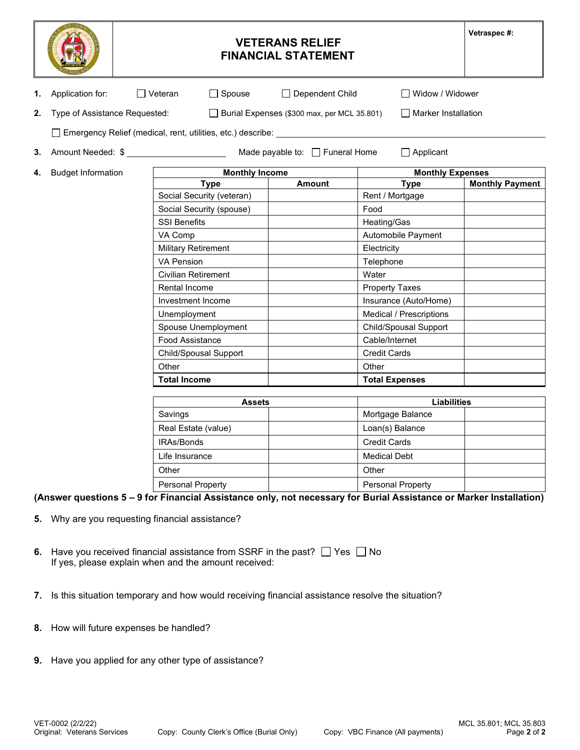# VETERANS RELIEF FINANCIAL STATEMENT

**Vetraspec #:**

1. Application for: ☐ Veteran ☐ Spouse ☐ Dependent Child ☐ Widow / Widower
2. Type of Assistance Requested: ☐ Burial Expenses ($300 max, per MCL 35.801) ☐ Marker Installation

   ☐ Emergency Relief (medical, rent, utilities, etc.) describe: ______________________________
3. Amount Needed: $ ____________________ Made payable to: ☐ Funeral Home ☐ Applicant
4. Budget Information

| Monthly Income | | Monthly Expenses | |
|---|---|---|---|
| **Type** | **Amount** | **Type** | **Monthly Payment** |
| Social Security (veteran) | | Rent / Mortgage | |
| Social Security (spouse) | | Food | |
| SSI Benefits | | Heating/Gas | |
| VA Comp | | Automobile Payment | |
| Military Retirement | | Electricity | |
| VA Pension | | Telephone | |
| Civilian Retirement | | Water | |
| Rental Income | | Property Taxes | |
| Investment Income | | Insurance (Auto/Home) | |
| Unemployment | | Medical / Prescriptions | |
| Spouse Unemployment | | Child/Spousal Support | |
| Food Assistance | | Cable/Internet | |
| Child/Spousal Support | | Credit Cards | |
| Other | | Other | |
| **Total Income** | | **Total Expenses** | |

| Assets | | Liabilities | |
|---|---|---|---|
| Savings | | Mortgage Balance | |
| Real Estate (value) | | Loan(s) Balance | |
| IRAs/Bonds | | Credit Cards | |
| Life Insurance | | Medical Debt | |
| Other | | Other | |
| Personal Property | | Personal Property | |

**(Answer questions 5 – 9 for Financial Assistance only, not necessary for Burial Assistance or Marker Installation)**

5. Why are you requesting financial assistance?

6. Have you received financial assistance from SSRF in the past? ☐ Yes ☐ No
   If yes, please explain when and the amount received:

7. Is this situation temporary and how would receiving financial assistance resolve the situation?

8. How will future expenses be handled?

9. Have you applied for any other type of assistance?

VET-0002 (2/2/22) MCL 35.801; MCL 35.803
Original: Veterans Services Copy: County Clerk's Office (Burial Only) Copy: VBC Finance (All payments)